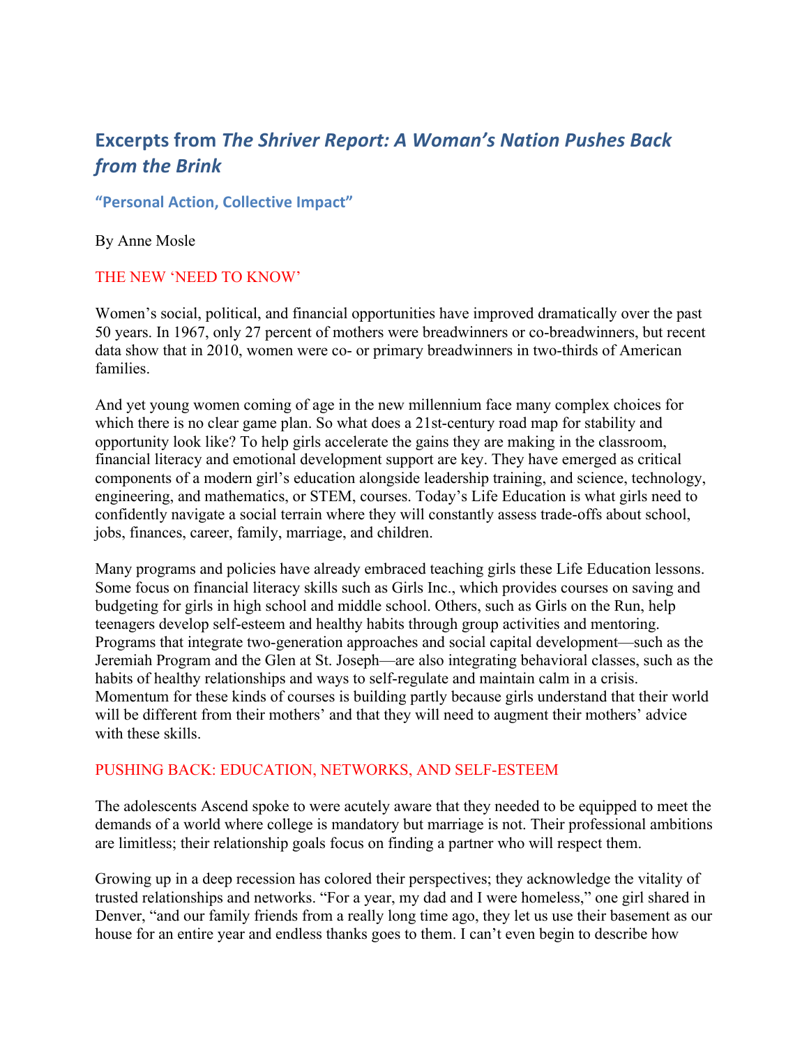# Excerpts from *The Shriver Report: A Woman's Nation Pushes Back from the Brink*

## "Personal Action, Collective Impact"

By Anne Mosle

### THE NEW 'NEED TO KNOW'

Women's social, political, and financial opportunities have improved dramatically over the past 50 years. In 1967, only 27 percent of mothers were breadwinners or co-breadwinners, but recent data show that in 2010, women were co- or primary breadwinners in two-thirds of American families.

And yet young women coming of age in the new millennium face many complex choices for which there is no clear game plan. So what does a 21st-century road map for stability and opportunity look like? To help girls accelerate the gains they are making in the classroom, financial literacy and emotional development support are key. They have emerged as critical components of a modern girl's education alongside leadership training, and science, technology, engineering, and mathematics, or STEM, courses. Today's Life Education is what girls need to confidently navigate a social terrain where they will constantly assess trade-offs about school, jobs, finances, career, family, marriage, and children.

Many programs and policies have already embraced teaching girls these Life Education lessons. Some focus on financial literacy skills such as Girls Inc., which provides courses on saving and budgeting for girls in high school and middle school. Others, such as Girls on the Run, help teenagers develop self-esteem and healthy habits through group activities and mentoring. Programs that integrate two-generation approaches and social capital development—such as the Jeremiah Program and the Glen at St. Joseph—are also integrating behavioral classes, such as the habits of healthy relationships and ways to self-regulate and maintain calm in a crisis. Momentum for these kinds of courses is building partly because girls understand that their world will be different from their mothers' and that they will need to augment their mothers' advice with these skills.

### PUSHING BACK: EDUCATION, NETWORKS, AND SELF-ESTEEM

The adolescents Ascend spoke to were acutely aware that they needed to be equipped to meet the demands of a world where college is mandatory but marriage is not. Their professional ambitions are limitless; their relationship goals focus on finding a partner who will respect them.

Growing up in a deep recession has colored their perspectives; they acknowledge the vitality of trusted relationships and networks. "For a year, my dad and I were homeless," one girl shared in Denver, "and our family friends from a really long time ago, they let us use their basement as our house for an entire year and endless thanks goes to them. I can't even begin to describe how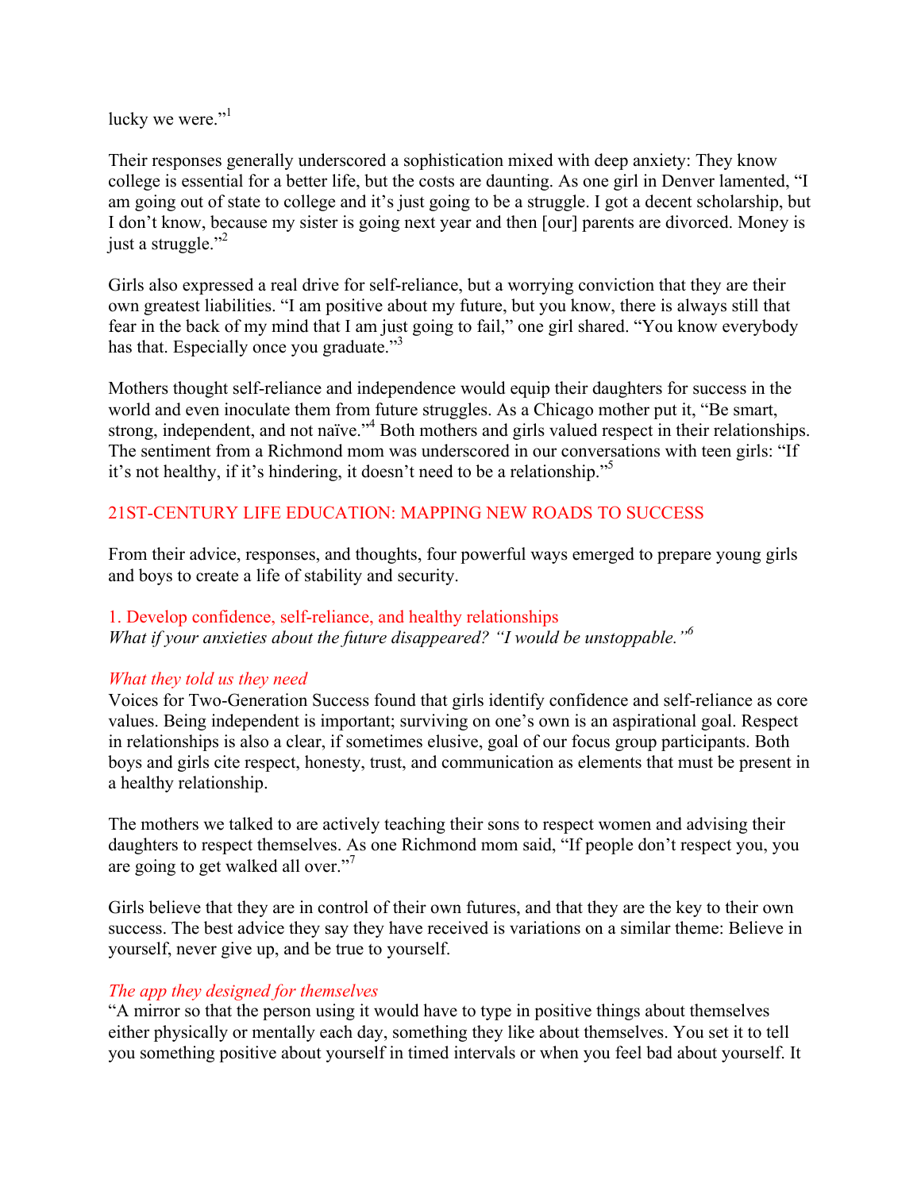lucky we were."[1]

Their responses generally underscored a sophistication mixed with deep anxiety: They know college is essential for a better life, but the costs are daunting. As one girl in Denver lamented, "I am going out of state to college and it's just going to be a struggle. I got a decent scholarship, but I don't know, because my sister is going next year and then [our] parents are divorced. Money is just a struggle."[2]

Girls also expressed a real drive for self-reliance, but a worrying conviction that they are their own greatest liabilities. "I am positive about my future, but you know, there is always still that fear in the back of my mind that I am just going to fail," one girl shared. "You know everybody has that. Especially once you graduate."[3]

Mothers thought self-reliance and independence would equip their daughters for success in the world and even inoculate them from future struggles. As a Chicago mother put it, "Be smart, strong, independent, and not naïve."[4] Both mothers and girls valued respect in their relationships. The sentiment from a Richmond mom was underscored in our conversations with teen girls: "If it's not healthy, if it's hindering, it doesn't need to be a relationship."[5]

## 21ST-CENTURY LIFE EDUCATION: MAPPING NEW ROADS TO SUCCESS

From their advice, responses, and thoughts, four powerful ways emerged to prepare young girls and boys to create a life of stability and security.

### 1. Develop confidence, self-reliance, and healthy relationships

*What if your anxieties about the future disappeared? "I would be unstoppable."*[6]

#### *What they told us they need*

Voices for Two-Generation Success found that girls identify confidence and self-reliance as core values. Being independent is important; surviving on one's own is an aspirational goal. Respect in relationships is also a clear, if sometimes elusive, goal of our focus group participants. Both boys and girls cite respect, honesty, trust, and communication as elements that must be present in a healthy relationship.

The mothers we talked to are actively teaching their sons to respect women and advising their daughters to respect themselves. As one Richmond mom said, "If people don't respect you, you are going to get walked all over."[7]

Girls believe that they are in control of their own futures, and that they are the key to their own success. The best advice they say they have received is variations on a similar theme: Believe in yourself, never give up, and be true to yourself.

#### *The app they designed for themselves*

"A mirror so that the person using it would have to type in positive things about themselves either physically or mentally each day, something they like about themselves. You set it to tell you something positive about yourself in timed intervals or when you feel bad about yourself. It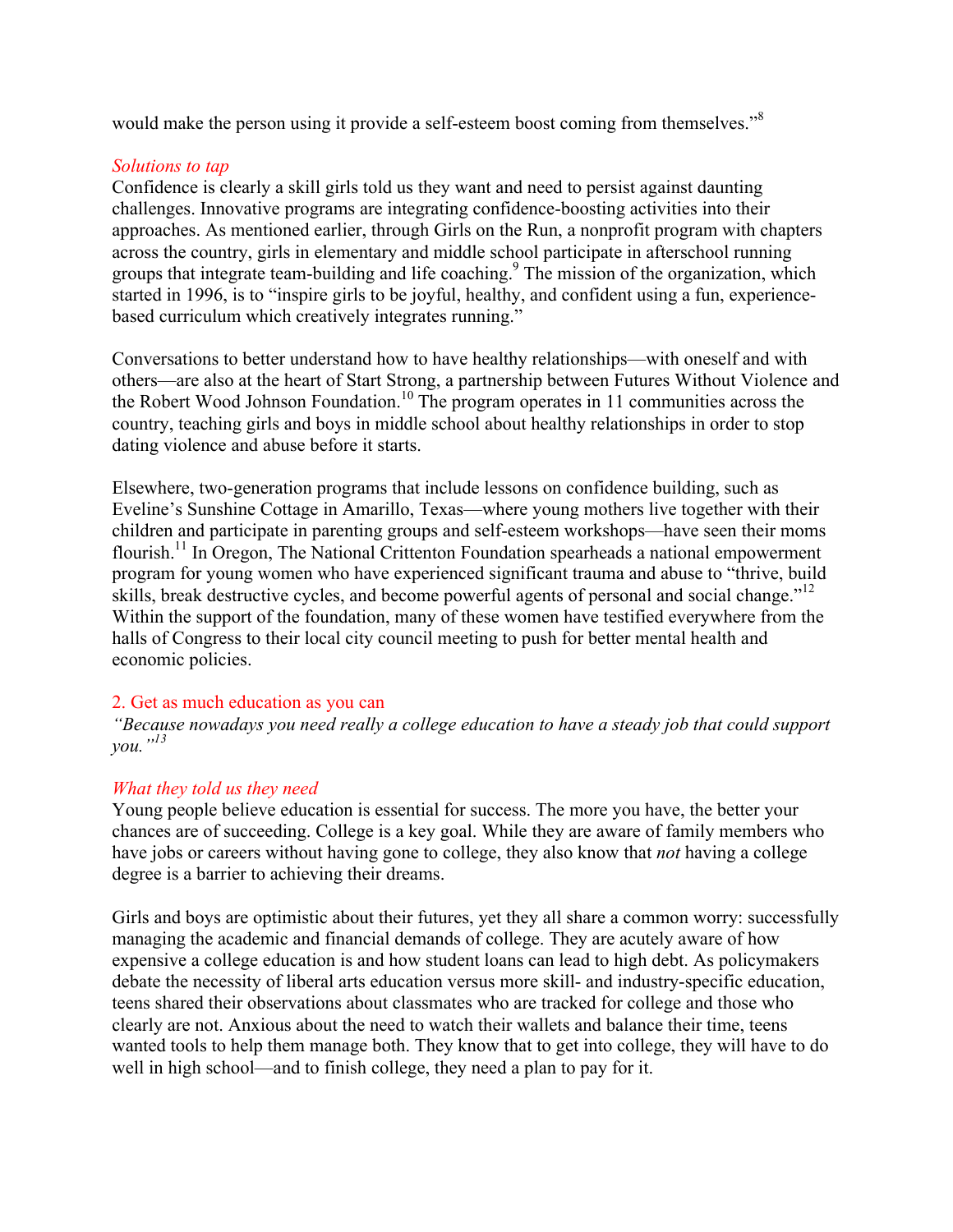would make the person using it provide a self-esteem boost coming from themselves."[8]

*Solutions to tap*

Confidence is clearly a skill girls told us they want and need to persist against daunting challenges. Innovative programs are integrating confidence-boosting activities into their approaches. As mentioned earlier, through Girls on the Run, a nonprofit program with chapters across the country, girls in elementary and middle school participate in afterschool running groups that integrate team-building and life coaching.[9] The mission of the organization, which started in 1996, is to "inspire girls to be joyful, healthy, and confident using a fun, experience-based curriculum which creatively integrates running."

Conversations to better understand how to have healthy relationships—with oneself and with others—are also at the heart of Start Strong, a partnership between Futures Without Violence and the Robert Wood Johnson Foundation.[10] The program operates in 11 communities across the country, teaching girls and boys in middle school about healthy relationships in order to stop dating violence and abuse before it starts.

Elsewhere, two-generation programs that include lessons on confidence building, such as Eveline's Sunshine Cottage in Amarillo, Texas—where young mothers live together with their children and participate in parenting groups and self-esteem workshops—have seen their moms flourish.[11] In Oregon, The National Crittenton Foundation spearheads a national empowerment program for young women who have experienced significant trauma and abuse to "thrive, build skills, break destructive cycles, and become powerful agents of personal and social change."[12] Within the support of the foundation, many of these women have testified everywhere from the halls of Congress to their local city council meeting to push for better mental health and economic policies.

## 2. Get as much education as you can

*"Because nowadays you need really a college education to have a steady job that could support you."*[13]

*What they told us they need*

Young people believe education is essential for success. The more you have, the better your chances are of succeeding. College is a key goal. While they are aware of family members who have jobs or careers without having gone to college, they also know that *not* having a college degree is a barrier to achieving their dreams.

Girls and boys are optimistic about their futures, yet they all share a common worry: successfully managing the academic and financial demands of college. They are acutely aware of how expensive a college education is and how student loans can lead to high debt. As policymakers debate the necessity of liberal arts education versus more skill- and industry-specific education, teens shared their observations about classmates who are tracked for college and those who clearly are not. Anxious about the need to watch their wallets and balance their time, teens wanted tools to help them manage both. They know that to get into college, they will have to do well in high school—and to finish college, they need a plan to pay for it.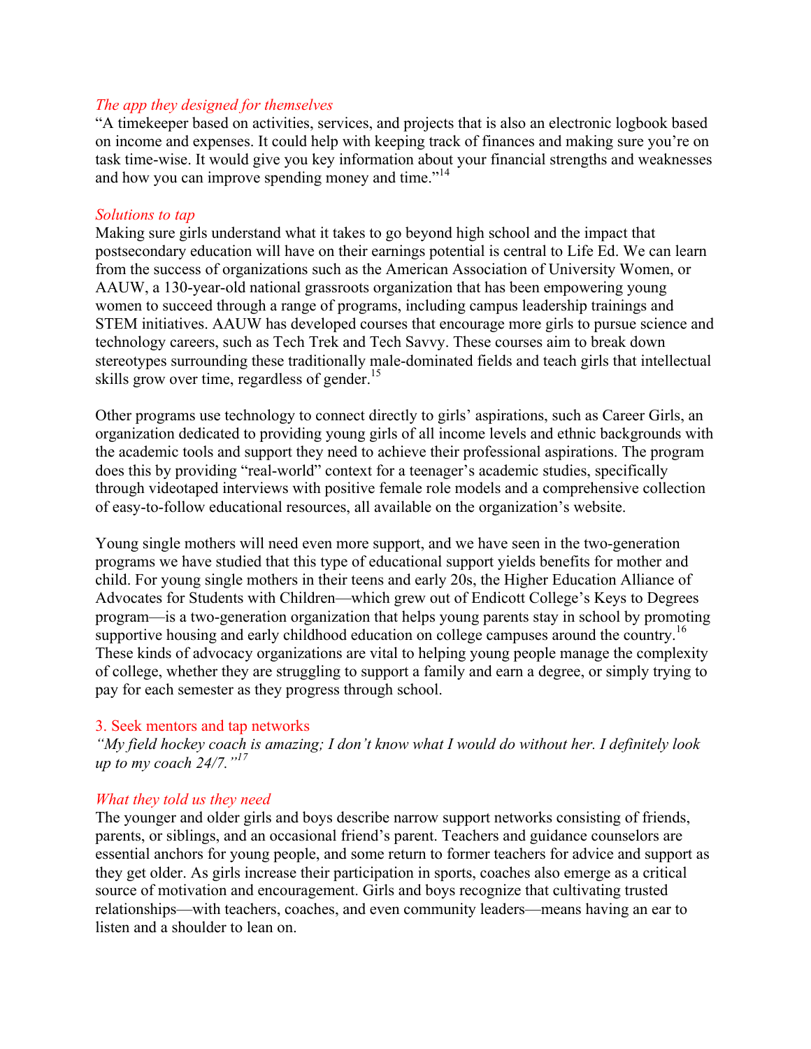*The app they designed for themselves*

"A timekeeper based on activities, services, and projects that is also an electronic logbook based on income and expenses. It could help with keeping track of finances and making sure you're on task time-wise. It would give you key information about your financial strengths and weaknesses and how you can improve spending money and time."[14]

*Solutions to tap*

Making sure girls understand what it takes to go beyond high school and the impact that postsecondary education will have on their earnings potential is central to Life Ed. We can learn from the success of organizations such as the American Association of University Women, or AAUW, a 130-year-old national grassroots organization that has been empowering young women to succeed through a range of programs, including campus leadership trainings and STEM initiatives. AAUW has developed courses that encourage more girls to pursue science and technology careers, such as Tech Trek and Tech Savvy. These courses aim to break down stereotypes surrounding these traditionally male-dominated fields and teach girls that intellectual skills grow over time, regardless of gender.[15]

Other programs use technology to connect directly to girls' aspirations, such as Career Girls, an organization dedicated to providing young girls of all income levels and ethnic backgrounds with the academic tools and support they need to achieve their professional aspirations. The program does this by providing "real-world" context for a teenager's academic studies, specifically through videotaped interviews with positive female role models and a comprehensive collection of easy-to-follow educational resources, all available on the organization's website.

Young single mothers will need even more support, and we have seen in the two-generation programs we have studied that this type of educational support yields benefits for mother and child. For young single mothers in their teens and early 20s, the Higher Education Alliance of Advocates for Students with Children—which grew out of Endicott College's Keys to Degrees program—is a two-generation organization that helps young parents stay in school by promoting supportive housing and early childhood education on college campuses around the country.[16] These kinds of advocacy organizations are vital to helping young people manage the complexity of college, whether they are struggling to support a family and earn a degree, or simply trying to pay for each semester as they progress through school.

## 3. Seek mentors and tap networks

*"My field hockey coach is amazing; I don't know what I would do without her. I definitely look up to my coach 24/7."*[17]

*What they told us they need*

The younger and older girls and boys describe narrow support networks consisting of friends, parents, or siblings, and an occasional friend's parent. Teachers and guidance counselors are essential anchors for young people, and some return to former teachers for advice and support as they get older. As girls increase their participation in sports, coaches also emerge as a critical source of motivation and encouragement. Girls and boys recognize that cultivating trusted relationships—with teachers, coaches, and even community leaders—means having an ear to listen and a shoulder to lean on.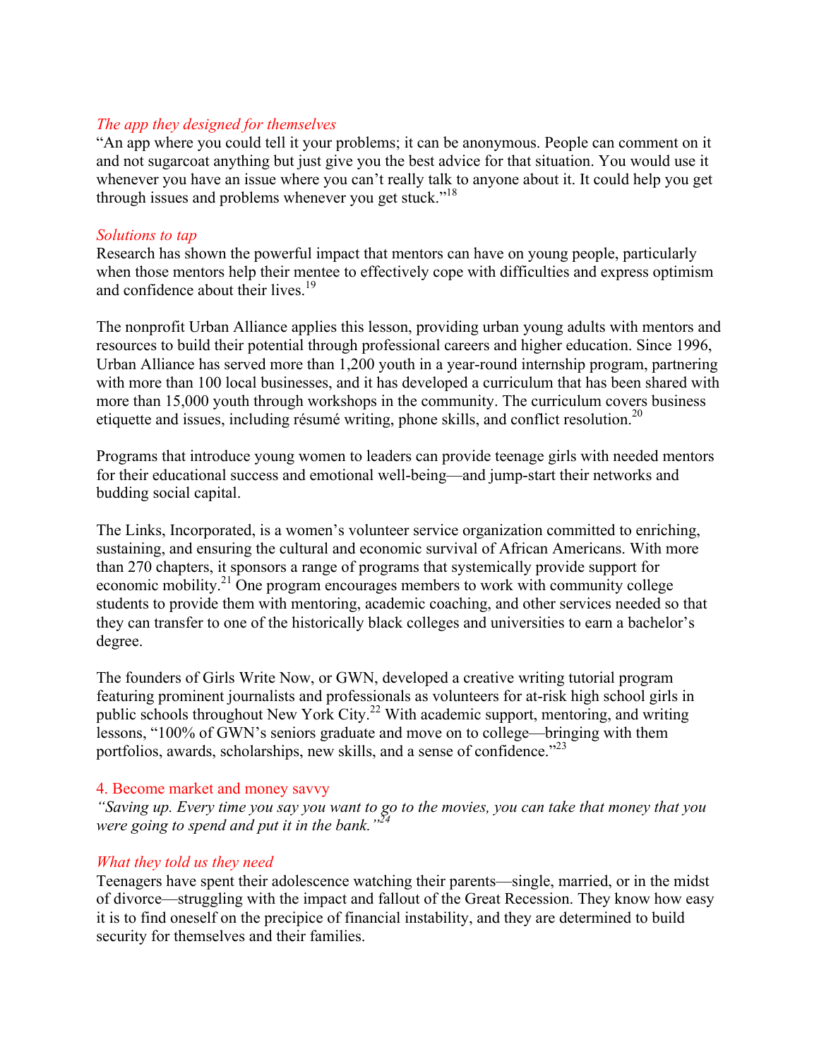*The app they designed for themselves*

"An app where you could tell it your problems; it can be anonymous. People can comment on it and not sugarcoat anything but just give you the best advice for that situation. You would use it whenever you have an issue where you can't really talk to anyone about it. It could help you get through issues and problems whenever you get stuck."[18]

*Solutions to tap*

Research has shown the powerful impact that mentors can have on young people, particularly when those mentors help their mentee to effectively cope with difficulties and express optimism and confidence about their lives.[19]

The nonprofit Urban Alliance applies this lesson, providing urban young adults with mentors and resources to build their potential through professional careers and higher education. Since 1996, Urban Alliance has served more than 1,200 youth in a year-round internship program, partnering with more than 100 local businesses, and it has developed a curriculum that has been shared with more than 15,000 youth through workshops in the community. The curriculum covers business etiquette and issues, including résumé writing, phone skills, and conflict resolution.[20]

Programs that introduce young women to leaders can provide teenage girls with needed mentors for their educational success and emotional well-being—and jump-start their networks and budding social capital.

The Links, Incorporated, is a women's volunteer service organization committed to enriching, sustaining, and ensuring the cultural and economic survival of African Americans. With more than 270 chapters, it sponsors a range of programs that systemically provide support for economic mobility.[21] One program encourages members to work with community college students to provide them with mentoring, academic coaching, and other services needed so that they can transfer to one of the historically black colleges and universities to earn a bachelor's degree.

The founders of Girls Write Now, or GWN, developed a creative writing tutorial program featuring prominent journalists and professionals as volunteers for at-risk high school girls in public schools throughout New York City.[22] With academic support, mentoring, and writing lessons, "100% of GWN's seniors graduate and move on to college—bringing with them portfolios, awards, scholarships, new skills, and a sense of confidence."[23]

## 4. Become market and money savvy

*"Saving up. Every time you say you want to go to the movies, you can take that money that you were going to spend and put it in the bank."*[24]

*What they told us they need*

Teenagers have spent their adolescence watching their parents—single, married, or in the midst of divorce—struggling with the impact and fallout of the Great Recession. They know how easy it is to find oneself on the precipice of financial instability, and they are determined to build security for themselves and their families.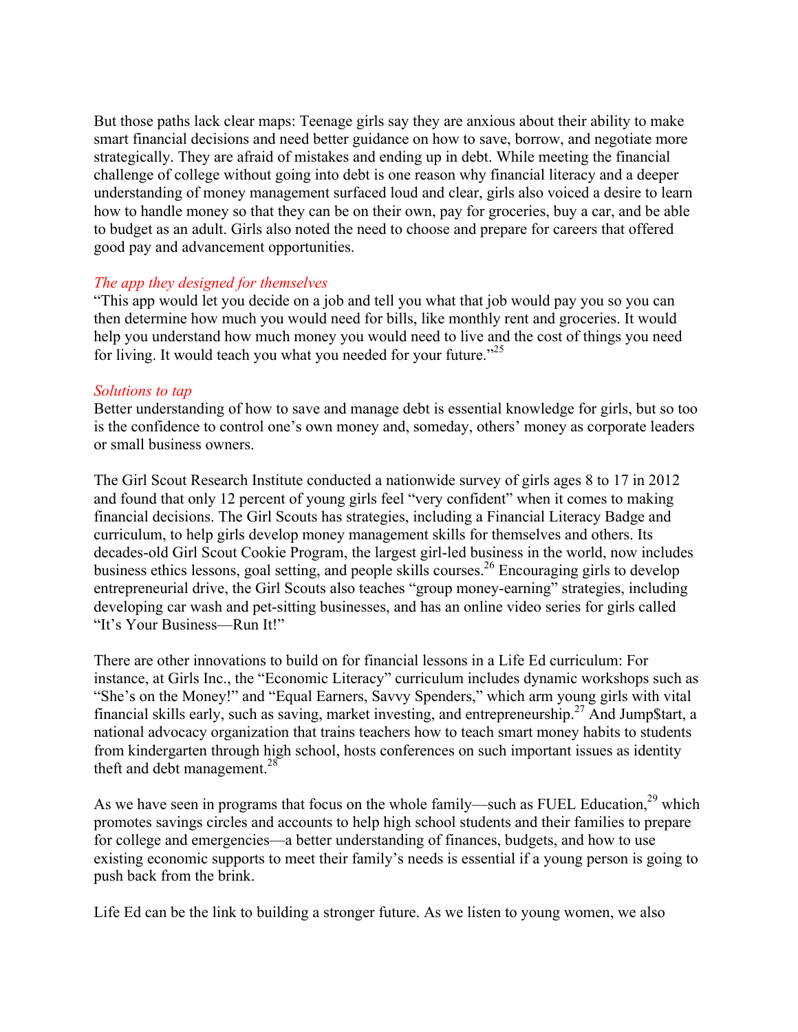But those paths lack clear maps: Teenage girls say they are anxious about their ability to make smart financial decisions and need better guidance on how to save, borrow, and negotiate more strategically. They are afraid of mistakes and ending up in debt. While meeting the financial challenge of college without going into debt is one reason why financial literacy and a deeper understanding of money management surfaced loud and clear, girls also voiced a desire to learn how to handle money so that they can be on their own, pay for groceries, buy a car, and be able to budget as an adult. Girls also noted the need to choose and prepare for careers that offered good pay and advancement opportunities.

*The app they designed for themselves*

"This app would let you decide on a job and tell you what that job would pay you so you can then determine how much you would need for bills, like monthly rent and groceries. It would help you understand how much money you would need to live and the cost of things you need for living. It would teach you what you needed for your future."[25]

*Solutions to tap*

Better understanding of how to save and manage debt is essential knowledge for girls, but so too is the confidence to control one's own money and, someday, others' money as corporate leaders or small business owners.

The Girl Scout Research Institute conducted a nationwide survey of girls ages 8 to 17 in 2012 and found that only 12 percent of young girls feel "very confident" when it comes to making financial decisions. The Girl Scouts has strategies, including a Financial Literacy Badge and curriculum, to help girls develop money management skills for themselves and others. Its decades-old Girl Scout Cookie Program, the largest girl-led business in the world, now includes business ethics lessons, goal setting, and people skills courses.[26] Encouraging girls to develop entrepreneurial drive, the Girl Scouts also teaches "group money-earning" strategies, including developing car wash and pet-sitting businesses, and has an online video series for girls called "It's Your Business—Run It!"

There are other innovations to build on for financial lessons in a Life Ed curriculum: For instance, at Girls Inc., the "Economic Literacy" curriculum includes dynamic workshops such as "She's on the Money!" and "Equal Earners, Savvy Spenders," which arm young girls with vital financial skills early, such as saving, market investing, and entrepreneurship.[27] And Jump$tart, a national advocacy organization that trains teachers how to teach smart money habits to students from kindergarten through high school, hosts conferences on such important issues as identity theft and debt management.[28]

As we have seen in programs that focus on the whole family—such as FUEL Education,[29] which promotes savings circles and accounts to help high school students and their families to prepare for college and emergencies—a better understanding of finances, budgets, and how to use existing economic supports to meet their family's needs is essential if a young person is going to push back from the brink.

Life Ed can be the link to building a stronger future. As we listen to young women, we also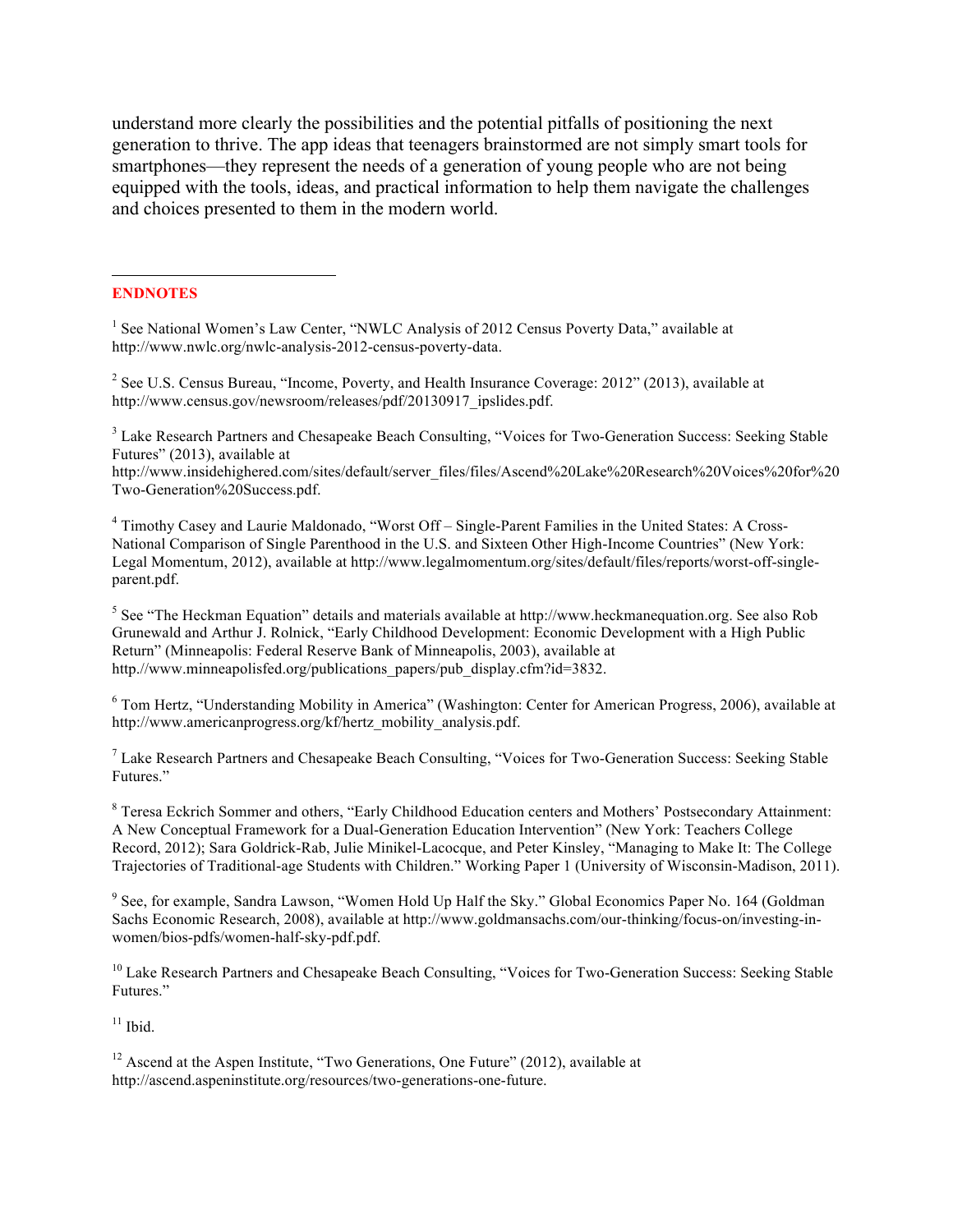understand more clearly the possibilities and the potential pitfalls of positioning the next generation to thrive. The app ideas that teenagers brainstormed are not simply smart tools for smartphones—they represent the needs of a generation of young people who are not being equipped with the tools, ideas, and practical information to help them navigate the challenges and choices presented to them in the modern world.

---

**ENDNOTES**

[1] See National Women's Law Center, "NWLC Analysis of 2012 Census Poverty Data," available at http://www.nwlc.org/nwlc-analysis-2012-census-poverty-data.

[2] See U.S. Census Bureau, "Income, Poverty, and Health Insurance Coverage: 2012" (2013), available at http://www.census.gov/newsroom/releases/pdf/20130917_ipslides.pdf.

[3] Lake Research Partners and Chesapeake Beach Consulting, "Voices for Two-Generation Success: Seeking Stable Futures" (2013), available at http://www.insidehighered.com/sites/default/server_files/files/Ascend%20Lake%20Research%20Voices%20for%20Two-Generation%20Success.pdf.

[4] Timothy Casey and Laurie Maldonado, "Worst Off – Single-Parent Families in the United States: A Cross-National Comparison of Single Parenthood in the U.S. and Sixteen Other High-Income Countries" (New York: Legal Momentum, 2012), available at http://www.legalmomentum.org/sites/default/files/reports/worst-off-single-parent.pdf.

[5] See "The Heckman Equation" details and materials available at http://www.heckmanequation.org. See also Rob Grunewald and Arthur J. Rolnick, "Early Childhood Development: Economic Development with a High Public Return" (Minneapolis: Federal Reserve Bank of Minneapolis, 2003), available at http://www.minneapolisfed.org/publications_papers/pub_display.cfm?id=3832.

[6] Tom Hertz, "Understanding Mobility in America" (Washington: Center for American Progress, 2006), available at http://www.americanprogress.org/kf/hertz_mobility_analysis.pdf.

[7] Lake Research Partners and Chesapeake Beach Consulting, "Voices for Two-Generation Success: Seeking Stable Futures."

[8] Teresa Eckrich Sommer and others, "Early Childhood Education centers and Mothers' Postsecondary Attainment: A New Conceptual Framework for a Dual-Generation Education Intervention" (New York: Teachers College Record, 2012); Sara Goldrick-Rab, Julie Minikel-Lacocque, and Peter Kinsley, "Managing to Make It: The College Trajectories of Traditional-age Students with Children." Working Paper 1 (University of Wisconsin-Madison, 2011).

[9] See, for example, Sandra Lawson, "Women Hold Up Half the Sky." Global Economics Paper No. 164 (Goldman Sachs Economic Research, 2008), available at http://www.goldmansachs.com/our-thinking/focus-on/investing-in-women/bios-pdfs/women-half-sky-pdf.pdf.

[10] Lake Research Partners and Chesapeake Beach Consulting, "Voices for Two-Generation Success: Seeking Stable Futures."

[11] Ibid.

[12] Ascend at the Aspen Institute, "Two Generations, One Future" (2012), available at http://ascend.aspeninstitute.org/resources/two-generations-one-future.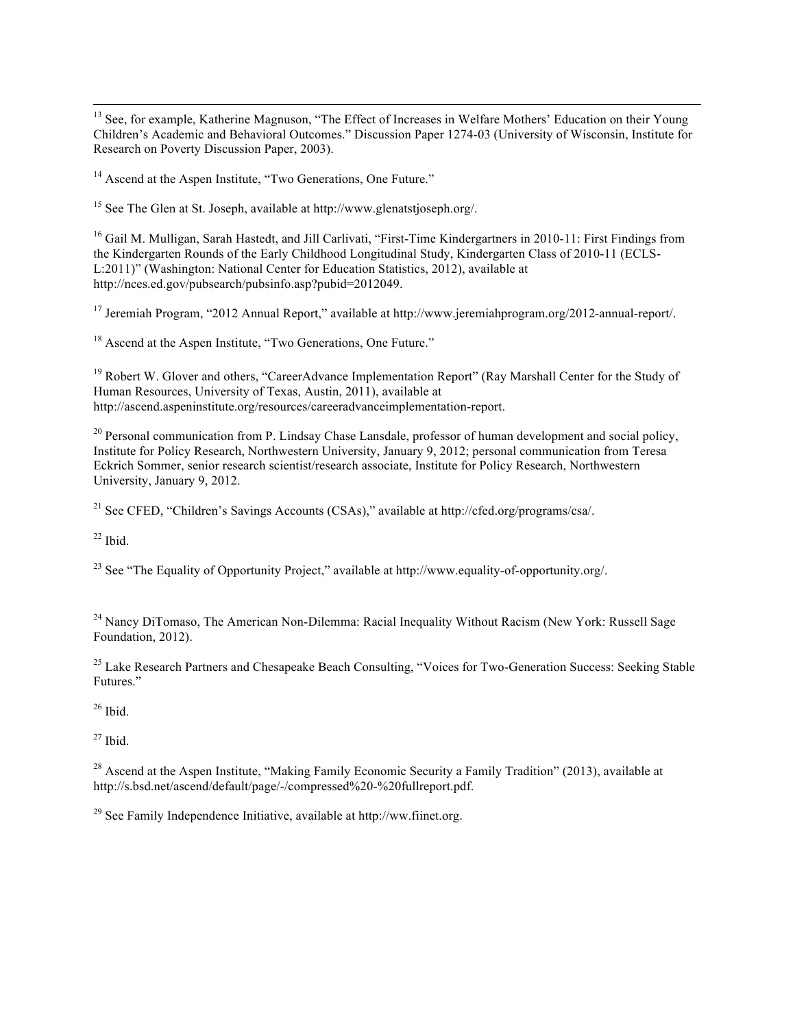[13] See, for example, Katherine Magnuson, "The Effect of Increases in Welfare Mothers' Education on their Young Children's Academic and Behavioral Outcomes." Discussion Paper 1274-03 (University of Wisconsin, Institute for Research on Poverty Discussion Paper, 2003).

[14] Ascend at the Aspen Institute, "Two Generations, One Future."

[15] See The Glen at St. Joseph, available at http://www.glenatstjoseph.org/.

[16] Gail M. Mulligan, Sarah Hastedt, and Jill Carlivati, "First-Time Kindergartners in 2010-11: First Findings from the Kindergarten Rounds of the Early Childhood Longitudinal Study, Kindergarten Class of 2010-11 (ECLS-L:2011)" (Washington: National Center for Education Statistics, 2012), available at http://nces.ed.gov/pubsearch/pubsinfo.asp?pubid=2012049.

[17] Jeremiah Program, "2012 Annual Report," available at http://www.jeremiahprogram.org/2012-annual-report/.

[18] Ascend at the Aspen Institute, "Two Generations, One Future."

[19] Robert W. Glover and others, "CareerAdvance Implementation Report" (Ray Marshall Center for the Study of Human Resources, University of Texas, Austin, 2011), available at http://ascend.aspeninstitute.org/resources/careeradvanceimplementation-report.

[20] Personal communication from P. Lindsay Chase Lansdale, professor of human development and social policy, Institute for Policy Research, Northwestern University, January 9, 2012; personal communication from Teresa Eckrich Sommer, senior research scientist/research associate, Institute for Policy Research, Northwestern University, January 9, 2012.

[21] See CFED, "Children's Savings Accounts (CSAs)," available at http://cfed.org/programs/csa/.

[22] Ibid.

[23] See "The Equality of Opportunity Project," available at http://www.equality-of-opportunity.org/.

[24] Nancy DiTomaso, The American Non-Dilemma: Racial Inequality Without Racism (New York: Russell Sage Foundation, 2012).

[25] Lake Research Partners and Chesapeake Beach Consulting, "Voices for Two-Generation Success: Seeking Stable Futures."

[26] Ibid.

[27] Ibid.

[28] Ascend at the Aspen Institute, "Making Family Economic Security a Family Tradition" (2013), available at http://s.bsd.net/ascend/default/page/-/compressed%20-%20fullreport.pdf.

[29] See Family Independence Initiative, available at http://ww.fiinet.org.